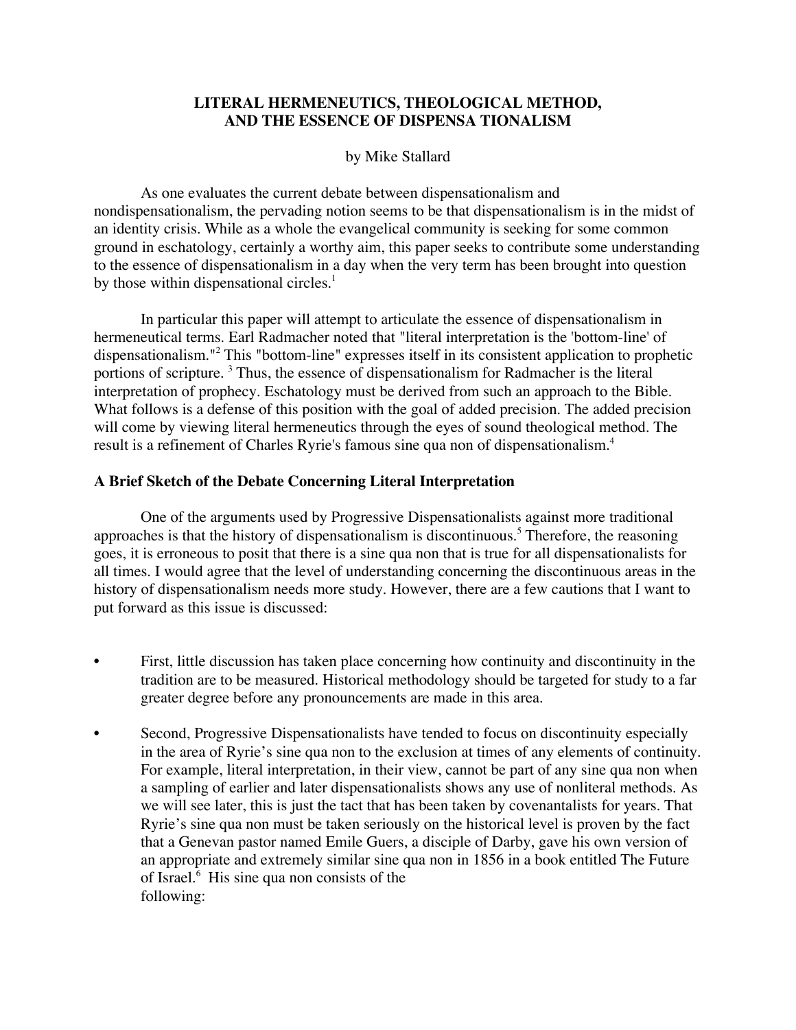# LITERAL HERMENEUTICS, THEOLOGICAL METHOD, AND THE ESSENCE OF DISPENSA TIONALISM

by Mike Stallard

As one evaluates the current debate between dispensationalism and nondispensationalism, the pervading notion seems to be that dispensationalism is in the midst of an identity crisis. While as a whole the evangelical community is seeking for some common ground in eschatology, certainly a worthy aim, this paper seeks to contribute some understanding to the essence of dispensationalism in a day when the very term has been brought into question by those within dispensational circles.[1]

In particular this paper will attempt to articulate the essence of dispensationalism in hermeneutical terms. Earl Radmacher noted that "literal interpretation is the 'bottom-line' of dispensationalism."[2] This "bottom-line" expresses itself in its consistent application to prophetic portions of scripture. [3] Thus, the essence of dispensationalism for Radmacher is the literal interpretation of prophecy. Eschatology must be derived from such an approach to the Bible. What follows is a defense of this position with the goal of added precision. The added precision will come by viewing literal hermeneutics through the eyes of sound theological method. The result is a refinement of Charles Ryrie's famous sine qua non of dispensationalism.[4]

## A Brief Sketch of the Debate Concerning Literal Interpretation

One of the arguments used by Progressive Dispensationalists against more traditional approaches is that the history of dispensationalism is discontinuous.[5] Therefore, the reasoning goes, it is erroneous to posit that there is a sine qua non that is true for all dispensationalists for all times. I would agree that the level of understanding concerning the discontinuous areas in the history of dispensationalism needs more study. However, there are a few cautions that I want to put forward as this issue is discussed:

- First, little discussion has taken place concerning how continuity and discontinuity in the tradition are to be measured. Historical methodology should be targeted for study to a far greater degree before any pronouncements are made in this area.
- Second, Progressive Dispensationalists have tended to focus on discontinuity especially in the area of Ryrie's sine qua non to the exclusion at times of any elements of continuity. For example, literal interpretation, in their view, cannot be part of any sine qua non when a sampling of earlier and later dispensationalists shows any use of nonliteral methods. As we will see later, this is just the tact that has been taken by covenantalists for years. That Ryrie's sine qua non must be taken seriously on the historical level is proven by the fact that a Genevan pastor named Emile Guers, a disciple of Darby, gave his own version of an appropriate and extremely similar sine qua non in 1856 in a book entitled The Future of Israel.[6] His sine qua non consists of the following: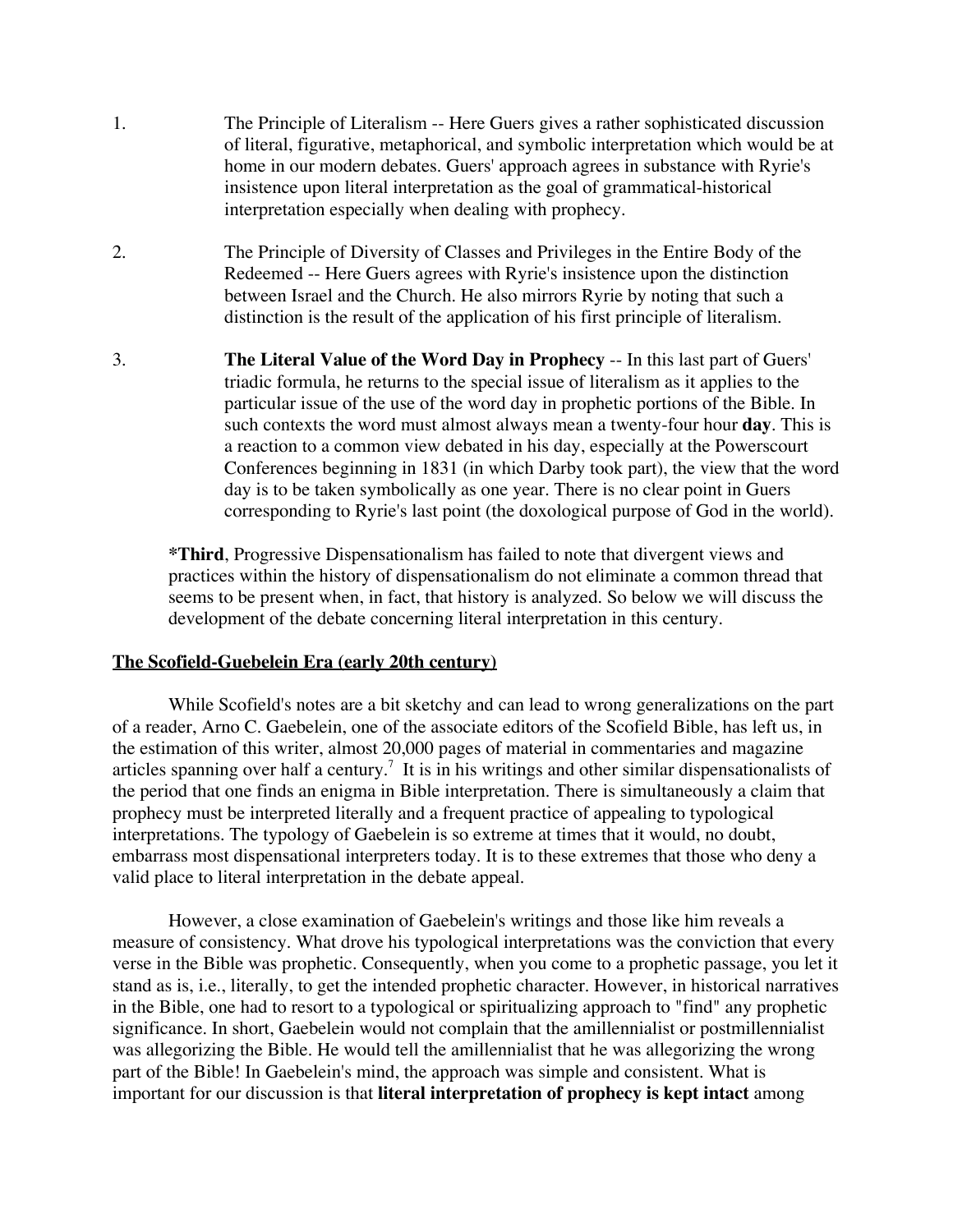1. The Principle of Literalism -- Here Guers gives a rather sophisticated discussion of literal, figurative, metaphorical, and symbolic interpretation which would be at home in our modern debates. Guers' approach agrees in substance with Ryrie's insistence upon literal interpretation as the goal of grammatical-historical interpretation especially when dealing with prophecy.

2. The Principle of Diversity of Classes and Privileges in the Entire Body of the Redeemed -- Here Guers agrees with Ryrie's insistence upon the distinction between Israel and the Church. He also mirrors Ryrie by noting that such a distinction is the result of the application of his first principle of literalism.

3. **The Literal Value of the Word Day in Prophecy** -- In this last part of Guers' triadic formula, he returns to the special issue of literalism as it applies to the particular issue of the use of the word day in prophetic portions of the Bible. In such contexts the word must almost always mean a twenty-four hour **day**. This is a reaction to a common view debated in his day, especially at the Powerscourt Conferences beginning in 1831 (in which Darby took part), the view that the word day is to be taken symbolically as one year. There is no clear point in Guers corresponding to Ryrie's last point (the doxological purpose of God in the world).

***Third**, Progressive Dispensationalism has failed to note that divergent views and practices within the history of dispensationalism do not eliminate a common thread that seems to be present when, in fact, that history is analyzed. So below we will discuss the development of the debate concerning literal interpretation in this century.

## The Scofield-Guebelein Era (early 20th century)

While Scofield's notes are a bit sketchy and can lead to wrong generalizations on the part of a reader, Arno C. Gaebelein, one of the associate editors of the Scofield Bible, has left us, in the estimation of this writer, almost 20,000 pages of material in commentaries and magazine articles spanning over half a century.[7] It is in his writings and other similar dispensationalists of the period that one finds an enigma in Bible interpretation. There is simultaneously a claim that prophecy must be interpreted literally and a frequent practice of appealing to typological interpretations. The typology of Gaebelein is so extreme at times that it would, no doubt, embarrass most dispensational interpreters today. It is to these extremes that those who deny a valid place to literal interpretation in the debate appeal.

However, a close examination of Gaebelein's writings and those like him reveals a measure of consistency. What drove his typological interpretations was the conviction that every verse in the Bible was prophetic. Consequently, when you come to a prophetic passage, you let it stand as is, i.e., literally, to get the intended prophetic character. However, in historical narratives in the Bible, one had to resort to a typological or spiritualizing approach to "find" any prophetic significance. In short, Gaebelein would not complain that the amillennialist or postmillennialist was allegorizing the Bible. He would tell the amillennialist that he was allegorizing the wrong part of the Bible! In Gaebelein's mind, the approach was simple and consistent. What is important for our discussion is that **literal interpretation of prophecy is kept intact** among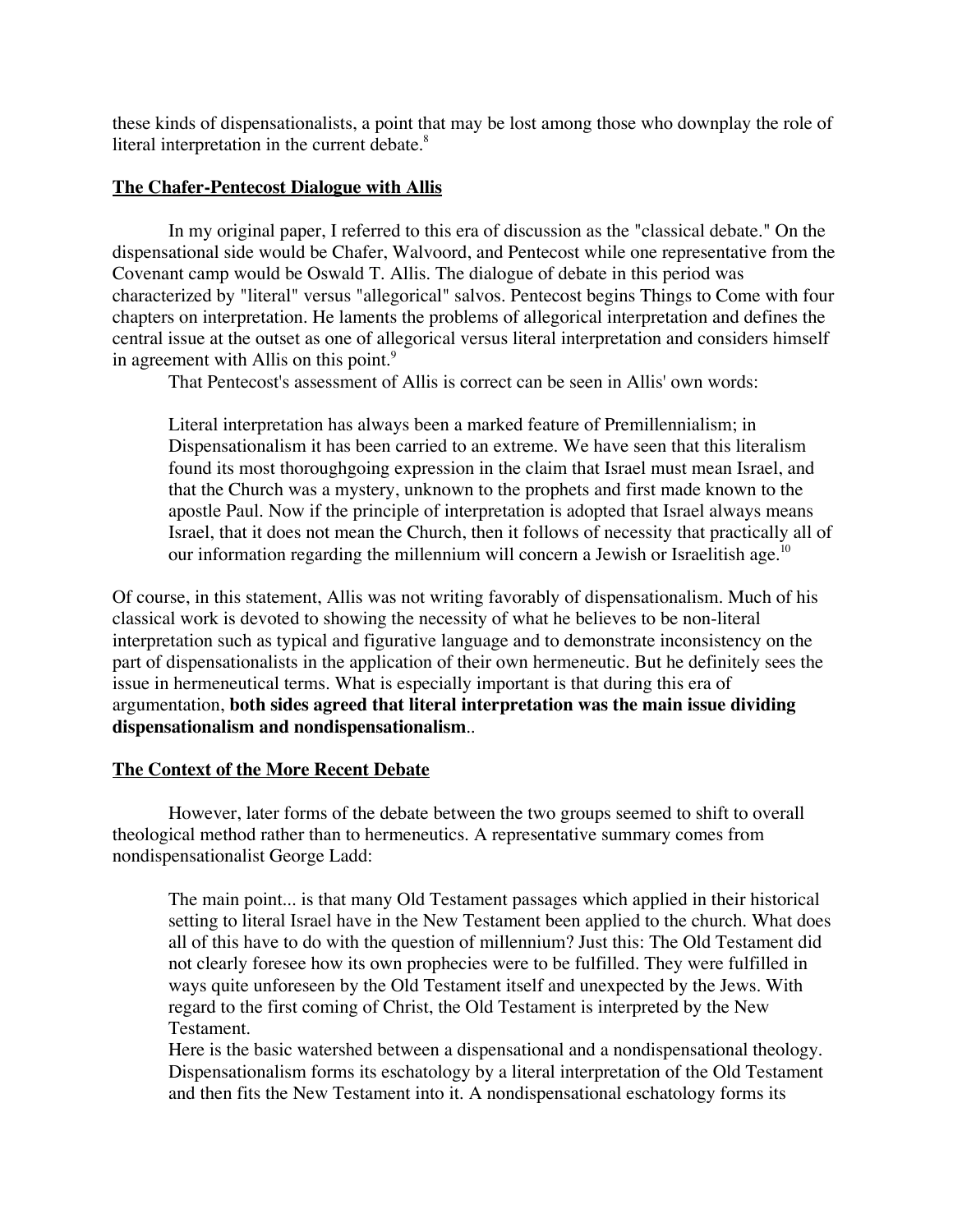these kinds of dispensationalists, a point that may be lost among those who downplay the role of literal interpretation in the current debate.[8]

## The Chafer-Pentecost Dialogue with Allis

In my original paper, I referred to this era of discussion as the "classical debate." On the dispensational side would be Chafer, Walvoord, and Pentecost while one representative from the Covenant camp would be Oswald T. Allis. The dialogue of debate in this period was characterized by "literal" versus "allegorical" salvos. Pentecost begins Things to Come with four chapters on interpretation. He laments the problems of allegorical interpretation and defines the central issue at the outset as one of allegorical versus literal interpretation and considers himself in agreement with Allis on this point.[9]

That Pentecost's assessment of Allis is correct can be seen in Allis' own words:

> Literal interpretation has always been a marked feature of Premillennialism; in Dispensationalism it has been carried to an extreme. We have seen that this literalism found its most thoroughgoing expression in the claim that Israel must mean Israel, and that the Church was a mystery, unknown to the prophets and first made known to the apostle Paul. Now if the principle of interpretation is adopted that Israel always means Israel, that it does not mean the Church, then it follows of necessity that practically all of our information regarding the millennium will concern a Jewish or Israelitish age.[10]

Of course, in this statement, Allis was not writing favorably of dispensationalism. Much of his classical work is devoted to showing the necessity of what he believes to be non-literal interpretation such as typical and figurative language and to demonstrate inconsistency on the part of dispensationalists in the application of their own hermeneutic. But he definitely sees the issue in hermeneutical terms. What is especially important is that during this era of argumentation, **both sides agreed that literal interpretation was the main issue dividing dispensationalism and nondispensationalism**..

## The Context of the More Recent Debate

However, later forms of the debate between the two groups seemed to shift to overall theological method rather than to hermeneutics. A representative summary comes from nondispensationalist George Ladd:

> The main point... is that many Old Testament passages which applied in their historical setting to literal Israel have in the New Testament been applied to the church. What does all of this have to do with the question of millennium? Just this: The Old Testament did not clearly foresee how its own prophecies were to be fulfilled. They were fulfilled in ways quite unforeseen by the Old Testament itself and unexpected by the Jews. With regard to the first coming of Christ, the Old Testament is interpreted by the New Testament.
>
> Here is the basic watershed between a dispensational and a nondispensational theology. Dispensationalism forms its eschatology by a literal interpretation of the Old Testament and then fits the New Testament into it. A nondispensational eschatology forms its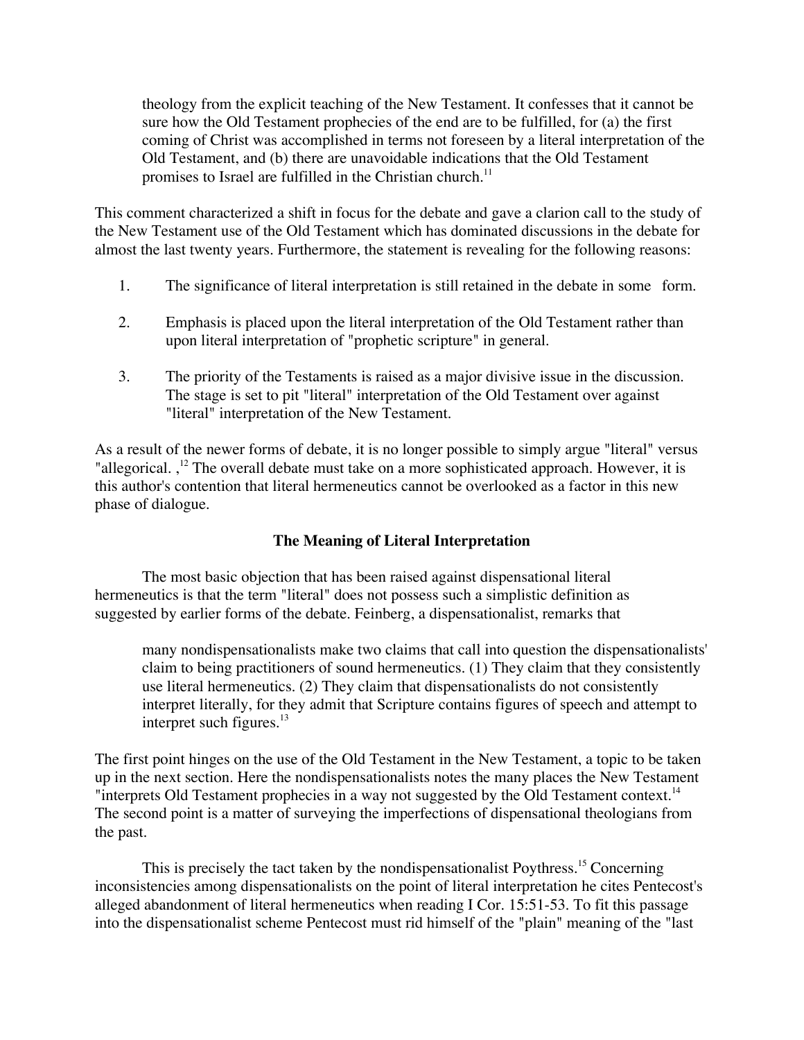theology from the explicit teaching of the New Testament. It confesses that it cannot be sure how the Old Testament prophecies of the end are to be fulfilled, for (a) the first coming of Christ was accomplished in terms not foreseen by a literal interpretation of the Old Testament, and (b) there are unavoidable indications that the Old Testament promises to Israel are fulfilled in the Christian church.[11]

This comment characterized a shift in focus for the debate and gave a clarion call to the study of the New Testament use of the Old Testament which has dominated discussions in the debate for almost the last twenty years. Furthermore, the statement is revealing for the following reasons:

1. The significance of literal interpretation is still retained in the debate in some form.

2. Emphasis is placed upon the literal interpretation of the Old Testament rather than upon literal interpretation of "prophetic scripture" in general.

3. The priority of the Testaments is raised as a major divisive issue in the discussion. The stage is set to pit "literal" interpretation of the Old Testament over against "literal" interpretation of the New Testament.

As a result of the newer forms of debate, it is no longer possible to simply argue "literal" versus "allegorical. ,[12] The overall debate must take on a more sophisticated approach. However, it is this author's contention that literal hermeneutics cannot be overlooked as a factor in this new phase of dialogue.

### The Meaning of Literal Interpretation

The most basic objection that has been raised against dispensational literal hermeneutics is that the term "literal" does not possess such a simplistic definition as suggested by earlier forms of the debate. Feinberg, a dispensationalist, remarks that

> many nondispensationalists make two claims that call into question the dispensationalists' claim to being practitioners of sound hermeneutics. (1) They claim that they consistently use literal hermeneutics. (2) They claim that dispensationalists do not consistently interpret literally, for they admit that Scripture contains figures of speech and attempt to interpret such figures.[13]

The first point hinges on the use of the Old Testament in the New Testament, a topic to be taken up in the next section. Here the nondispensationalists notes the many places the New Testament "interprets Old Testament prophecies in a way not suggested by the Old Testament context.[14] The second point is a matter of surveying the imperfections of dispensational theologians from the past.

This is precisely the tact taken by the nondispensationalist Poythress.[15] Concerning inconsistencies among dispensationalists on the point of literal interpretation he cites Pentecost's alleged abandonment of literal hermeneutics when reading I Cor. 15:51-53. To fit this passage into the dispensationalist scheme Pentecost must rid himself of the "plain" meaning of the "last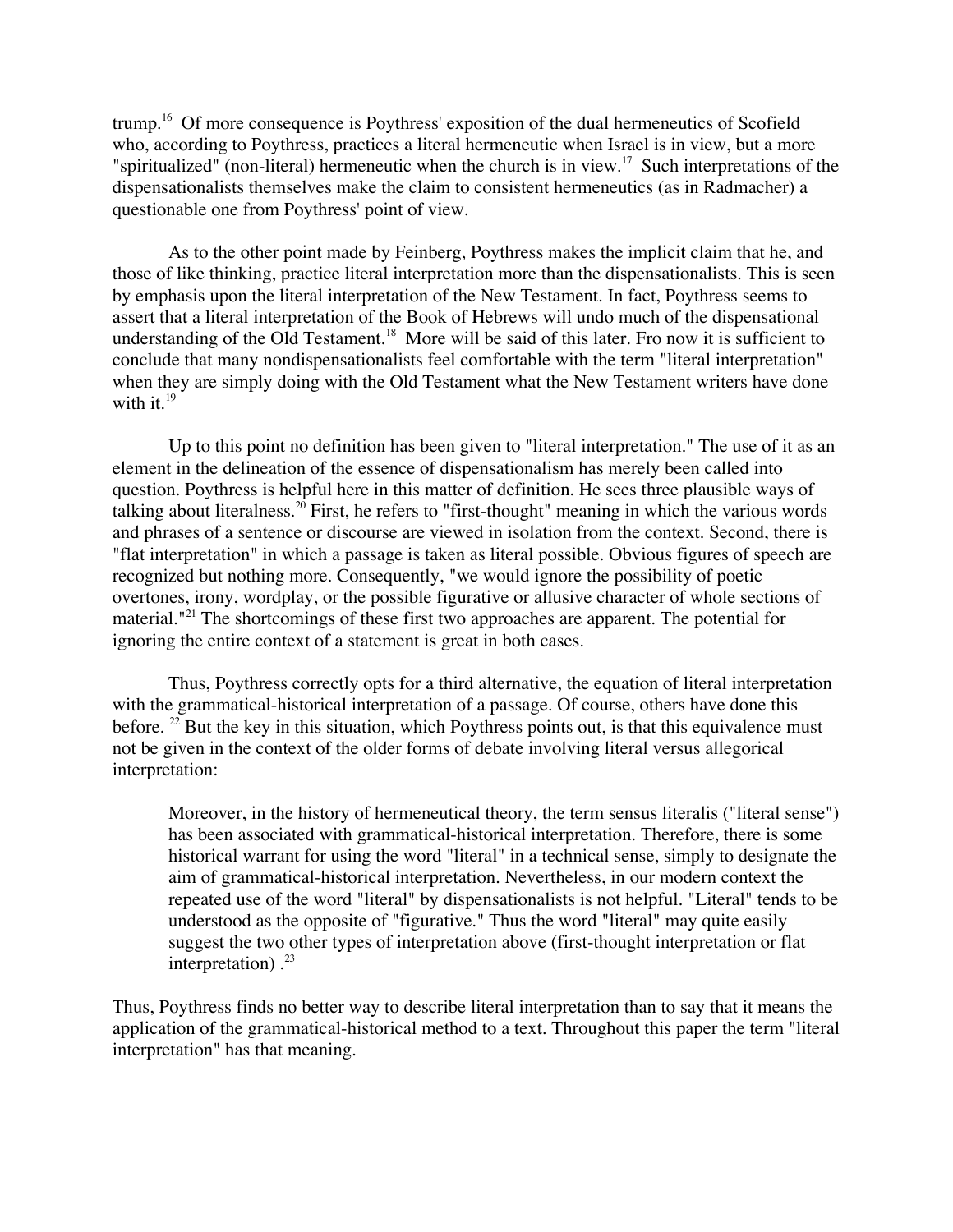trump.[16] Of more consequence is Poythress' exposition of the dual hermeneutics of Scofield who, according to Poythress, practices a literal hermeneutic when Israel is in view, but a more "spiritualized" (non-literal) hermeneutic when the church is in view.[17] Such interpretations of the dispensationalists themselves make the claim to consistent hermeneutics (as in Radmacher) a questionable one from Poythress' point of view.

As to the other point made by Feinberg, Poythress makes the implicit claim that he, and those of like thinking, practice literal interpretation more than the dispensationalists. This is seen by emphasis upon the literal interpretation of the New Testament. In fact, Poythress seems to assert that a literal interpretation of the Book of Hebrews will undo much of the dispensational understanding of the Old Testament.[18] More will be said of this later. Fro now it is sufficient to conclude that many nondispensationalists feel comfortable with the term "literal interpretation" when they are simply doing with the Old Testament what the New Testament writers have done with it.[19]

Up to this point no definition has been given to "literal interpretation." The use of it as an element in the delineation of the essence of dispensationalism has merely been called into question. Poythress is helpful here in this matter of definition. He sees three plausible ways of talking about literalness.[20] First, he refers to "first-thought" meaning in which the various words and phrases of a sentence or discourse are viewed in isolation from the context. Second, there is "flat interpretation" in which a passage is taken as literal possible. Obvious figures of speech are recognized but nothing more. Consequently, "we would ignore the possibility of poetic overtones, irony, wordplay, or the possible figurative or allusive character of whole sections of material."[21] The shortcomings of these first two approaches are apparent. The potential for ignoring the entire context of a statement is great in both cases.

Thus, Poythress correctly opts for a third alternative, the equation of literal interpretation with the grammatical-historical interpretation of a passage. Of course, others have done this before.[22] But the key in this situation, which Poythress points out, is that this equivalence must not be given in the context of the older forms of debate involving literal versus allegorical interpretation:

> Moreover, in the history of hermeneutical theory, the term sensus literalis ("literal sense") has been associated with grammatical-historical interpretation. Therefore, there is some historical warrant for using the word "literal" in a technical sense, simply to designate the aim of grammatical-historical interpretation. Nevertheless, in our modern context the repeated use of the word "literal" by dispensationalists is not helpful. "Literal" tends to be understood as the opposite of "figurative." Thus the word "literal" may quite easily suggest the two other types of interpretation above (first-thought interpretation or flat interpretation) .[23]

Thus, Poythress finds no better way to describe literal interpretation than to say that it means the application of the grammatical-historical method to a text. Throughout this paper the term "literal interpretation" has that meaning.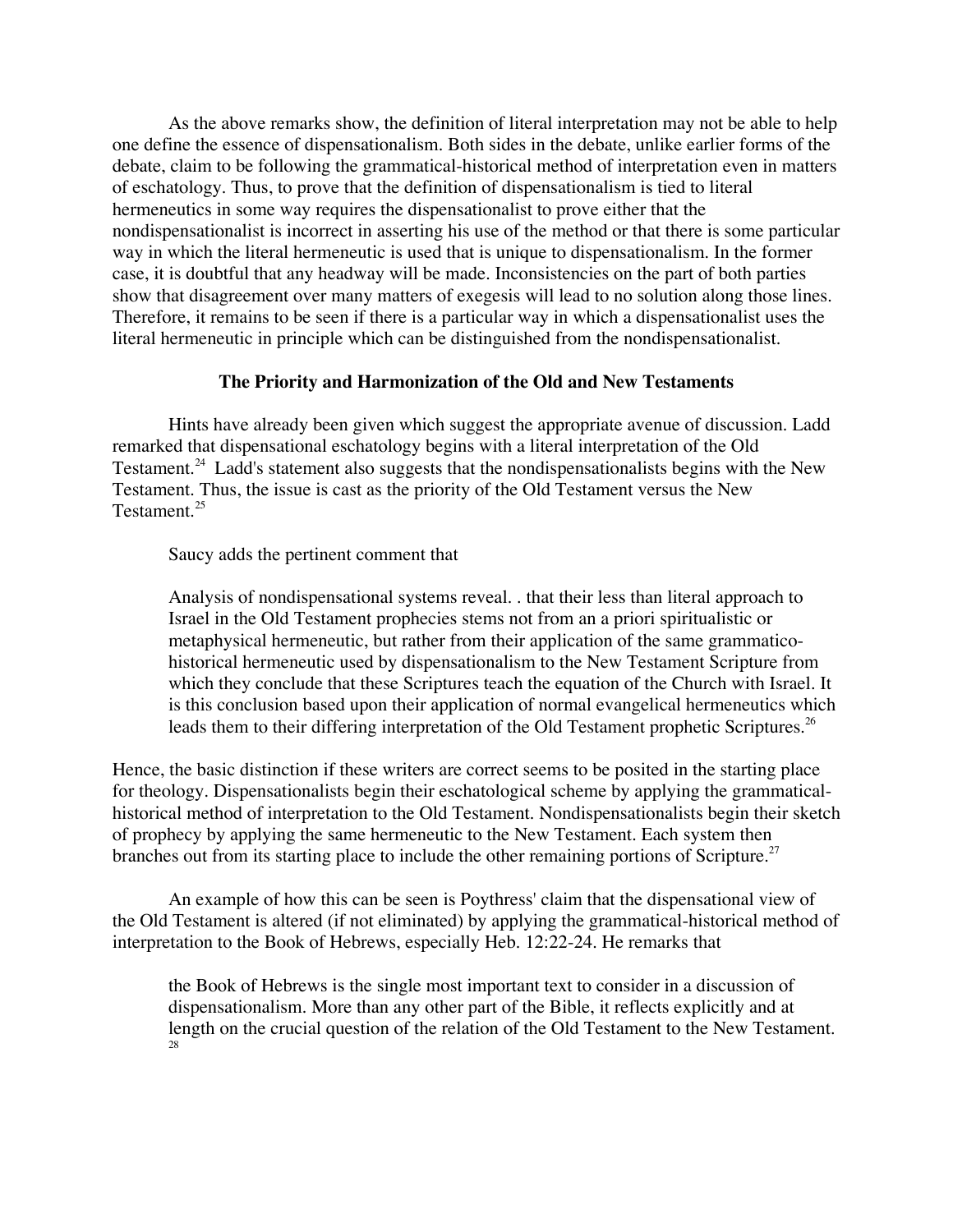As the above remarks show, the definition of literal interpretation may not be able to help one define the essence of dispensationalism. Both sides in the debate, unlike earlier forms of the debate, claim to be following the grammatical-historical method of interpretation even in matters of eschatology. Thus, to prove that the definition of dispensationalism is tied to literal hermeneutics in some way requires the dispensationalist to prove either that the nondispensationalist is incorrect in asserting his use of the method or that there is some particular way in which the literal hermeneutic is used that is unique to dispensationalism. In the former case, it is doubtful that any headway will be made. Inconsistencies on the part of both parties show that disagreement over many matters of exegesis will lead to no solution along those lines. Therefore, it remains to be seen if there is a particular way in which a dispensationalist uses the literal hermeneutic in principle which can be distinguished from the nondispensationalist.

### The Priority and Harmonization of the Old and New Testaments

Hints have already been given which suggest the appropriate avenue of discussion. Ladd remarked that dispensational eschatology begins with a literal interpretation of the Old Testament.[24] Ladd's statement also suggests that the nondispensationalists begins with the New Testament. Thus, the issue is cast as the priority of the Old Testament versus the New Testament.[25]

Saucy adds the pertinent comment that

> Analysis of nondispensational systems reveal. . that their less than literal approach to Israel in the Old Testament prophecies stems not from an a priori spiritualistic or metaphysical hermeneutic, but rather from their application of the same grammatico-historical hermeneutic used by dispensationalism to the New Testament Scripture from which they conclude that these Scriptures teach the equation of the Church with Israel. It is this conclusion based upon their application of normal evangelical hermeneutics which leads them to their differing interpretation of the Old Testament prophetic Scriptures.[26]

Hence, the basic distinction if these writers are correct seems to be posited in the starting place for theology. Dispensationalists begin their eschatological scheme by applying the grammatical-historical method of interpretation to the Old Testament. Nondispensationalists begin their sketch of prophecy by applying the same hermeneutic to the New Testament. Each system then branches out from its starting place to include the other remaining portions of Scripture.[27]

An example of how this can be seen is Poythress' claim that the dispensational view of the Old Testament is altered (if not eliminated) by applying the grammatical-historical method of interpretation to the Book of Hebrews, especially Heb. 12:22-24. He remarks that

> the Book of Hebrews is the single most important text to consider in a discussion of dispensationalism. More than any other part of the Bible, it reflects explicitly and at length on the crucial question of the relation of the Old Testament to the New Testament.[28]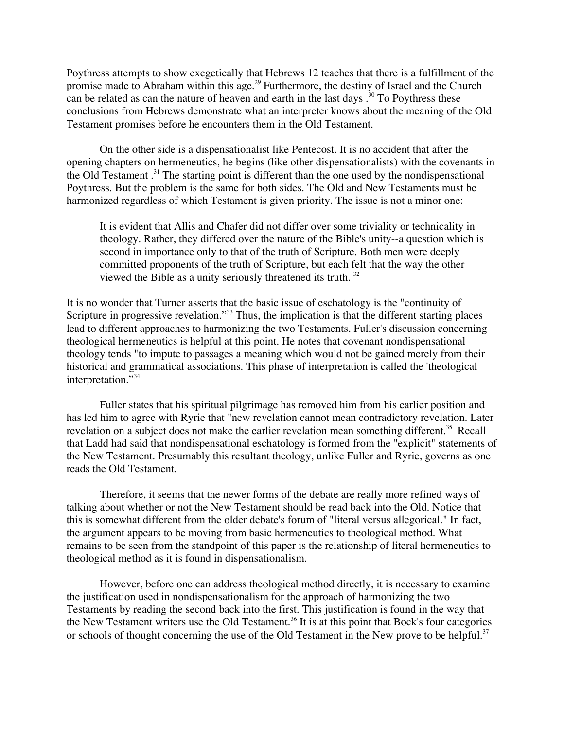Poythress attempts to show exegetically that Hebrews 12 teaches that there is a fulfillment of the promise made to Abraham within this age.[29] Furthermore, the destiny of Israel and the Church can be related as can the nature of heaven and earth in the last days .[30] To Poythress these conclusions from Hebrews demonstrate what an interpreter knows about the meaning of the Old Testament promises before he encounters them in the Old Testament.

On the other side is a dispensationalist like Pentecost. It is no accident that after the opening chapters on hermeneutics, he begins (like other dispensationalists) with the covenants in the Old Testament .[31] The starting point is different than the one used by the nondispensational Poythress. But the problem is the same for both sides. The Old and New Testaments must be harmonized regardless of which Testament is given priority. The issue is not a minor one:

> It is evident that Allis and Chafer did not differ over some triviality or technicality in theology. Rather, they differed over the nature of the Bible's unity--a question which is second in importance only to that of the truth of Scripture. Both men were deeply committed proponents of the truth of Scripture, but each felt that the way the other viewed the Bible as a unity seriously threatened its truth. [32]

It is no wonder that Turner asserts that the basic issue of eschatology is the "continuity of Scripture in progressive revelation."[33] Thus, the implication is that the different starting places lead to different approaches to harmonizing the two Testaments. Fuller's discussion concerning theological hermeneutics is helpful at this point. He notes that covenant nondispensational theology tends "to impute to passages a meaning which would not be gained merely from their historical and grammatical associations. This phase of interpretation is called the 'theological interpretation."[34]

Fuller states that his spiritual pilgrimage has removed him from his earlier position and has led him to agree with Ryrie that "new revelation cannot mean contradictory revelation. Later revelation on a subject does not make the earlier revelation mean something different.[35] Recall that Ladd had said that nondispensational eschatology is formed from the "explicit" statements of the New Testament. Presumably this resultant theology, unlike Fuller and Ryrie, governs as one reads the Old Testament.

Therefore, it seems that the newer forms of the debate are really more refined ways of talking about whether or not the New Testament should be read back into the Old. Notice that this is somewhat different from the older debate's forum of "literal versus allegorical." In fact, the argument appears to be moving from basic hermeneutics to theological method. What remains to be seen from the standpoint of this paper is the relationship of literal hermeneutics to theological method as it is found in dispensationalism.

However, before one can address theological method directly, it is necessary to examine the justification used in nondispensationalism for the approach of harmonizing the two Testaments by reading the second back into the first. This justification is found in the way that the New Testament writers use the Old Testament.[36] It is at this point that Bock's four categories or schools of thought concerning the use of the Old Testament in the New prove to be helpful.[37]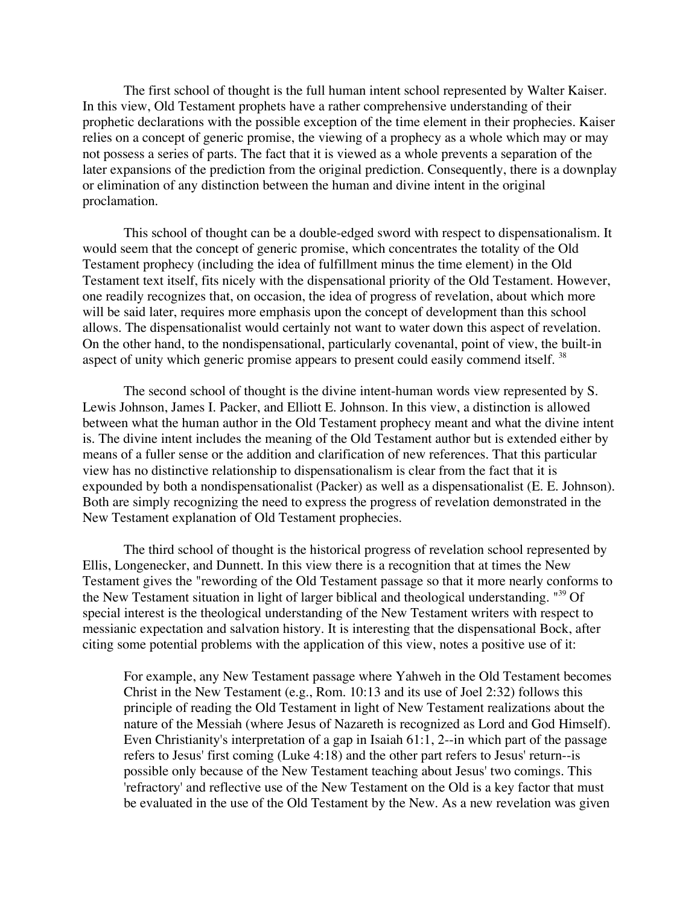The first school of thought is the full human intent school represented by Walter Kaiser. In this view, Old Testament prophets have a rather comprehensive understanding of their prophetic declarations with the possible exception of the time element in their prophecies. Kaiser relies on a concept of generic promise, the viewing of a prophecy as a whole which may or may not possess a series of parts. The fact that it is viewed as a whole prevents a separation of the later expansions of the prediction from the original prediction. Consequently, there is a downplay or elimination of any distinction between the human and divine intent in the original proclamation.

This school of thought can be a double-edged sword with respect to dispensationalism. It would seem that the concept of generic promise, which concentrates the totality of the Old Testament prophecy (including the idea of fulfillment minus the time element) in the Old Testament text itself, fits nicely with the dispensational priority of the Old Testament. However, one readily recognizes that, on occasion, the idea of progress of revelation, about which more will be said later, requires more emphasis upon the concept of development than this school allows. The dispensationalist would certainly not want to water down this aspect of revelation. On the other hand, to the nondispensational, particularly covenantal, point of view, the built-in aspect of unity which generic promise appears to present could easily commend itself. [38]

The second school of thought is the divine intent-human words view represented by S. Lewis Johnson, James I. Packer, and Elliott E. Johnson. In this view, a distinction is allowed between what the human author in the Old Testament prophecy meant and what the divine intent is. The divine intent includes the meaning of the Old Testament author but is extended either by means of a fuller sense or the addition and clarification of new references. That this particular view has no distinctive relationship to dispensationalism is clear from the fact that it is expounded by both a nondispensationalist (Packer) as well as a dispensationalist (E. E. Johnson). Both are simply recognizing the need to express the progress of revelation demonstrated in the New Testament explanation of Old Testament prophecies.

The third school of thought is the historical progress of revelation school represented by Ellis, Longenecker, and Dunnett. In this view there is a recognition that at times the New Testament gives the "rewording of the Old Testament passage so that it more nearly conforms to the New Testament situation in light of larger biblical and theological understanding."[39] Of special interest is the theological understanding of the New Testament writers with respect to messianic expectation and salvation history. It is interesting that the dispensational Bock, after citing some potential problems with the application of this view, notes a positive use of it:

> For example, any New Testament passage where Yahweh in the Old Testament becomes Christ in the New Testament (e.g., Rom. 10:13 and its use of Joel 2:32) follows this principle of reading the Old Testament in light of New Testament realizations about the nature of the Messiah (where Jesus of Nazareth is recognized as Lord and God Himself). Even Christianity's interpretation of a gap in Isaiah 61:1, 2--in which part of the passage refers to Jesus' first coming (Luke 4:18) and the other part refers to Jesus' return--is possible only because of the New Testament teaching about Jesus' two comings. This 'refractory' and reflective use of the New Testament on the Old is a key factor that must be evaluated in the use of the Old Testament by the New. As a new revelation was given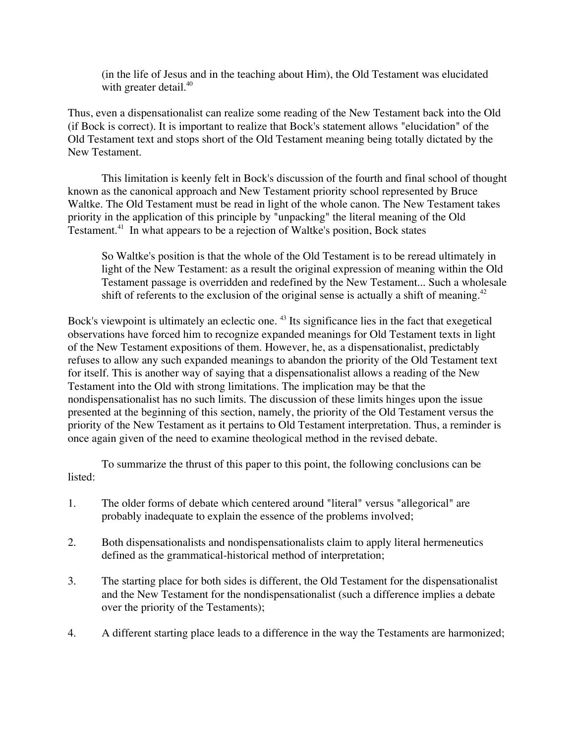(in the life of Jesus and in the teaching about Him), the Old Testament was elucidated with greater detail.[40]

Thus, even a dispensationalist can realize some reading of the New Testament back into the Old (if Bock is correct). It is important to realize that Bock's statement allows "elucidation" of the Old Testament text and stops short of the Old Testament meaning being totally dictated by the New Testament.

This limitation is keenly felt in Bock's discussion of the fourth and final school of thought known as the canonical approach and New Testament priority school represented by Bruce Waltke. The Old Testament must be read in light of the whole canon. The New Testament takes priority in the application of this principle by "unpacking" the literal meaning of the Old Testament.[41] In what appears to be a rejection of Waltke's position, Bock states

> So Waltke's position is that the whole of the Old Testament is to be reread ultimately in light of the New Testament: as a result the original expression of meaning within the Old Testament passage is overridden and redefined by the New Testament... Such a wholesale shift of referents to the exclusion of the original sense is actually a shift of meaning.[42]

Bock's viewpoint is ultimately an eclectic one. [43] Its significance lies in the fact that exegetical observations have forced him to recognize expanded meanings for Old Testament texts in light of the New Testament expositions of them. However, he, as a dispensationalist, predictably refuses to allow any such expanded meanings to abandon the priority of the Old Testament text for itself. This is another way of saying that a dispensationalist allows a reading of the New Testament into the Old with strong limitations. The implication may be that the nondispensationalist has no such limits. The discussion of these limits hinges upon the issue presented at the beginning of this section, namely, the priority of the Old Testament versus the priority of the New Testament as it pertains to Old Testament interpretation. Thus, a reminder is once again given of the need to examine theological method in the revised debate.

To summarize the thrust of this paper to this point, the following conclusions can be listed:

1. The older forms of debate which centered around "literal" versus "allegorical" are probably inadequate to explain the essence of the problems involved;

2. Both dispensationalists and nondispensationalists claim to apply literal hermeneutics defined as the grammatical-historical method of interpretation;

3. The starting place for both sides is different, the Old Testament for the dispensationalist and the New Testament for the nondispensationalist (such a difference implies a debate over the priority of the Testaments);

4. A different starting place leads to a difference in the way the Testaments are harmonized;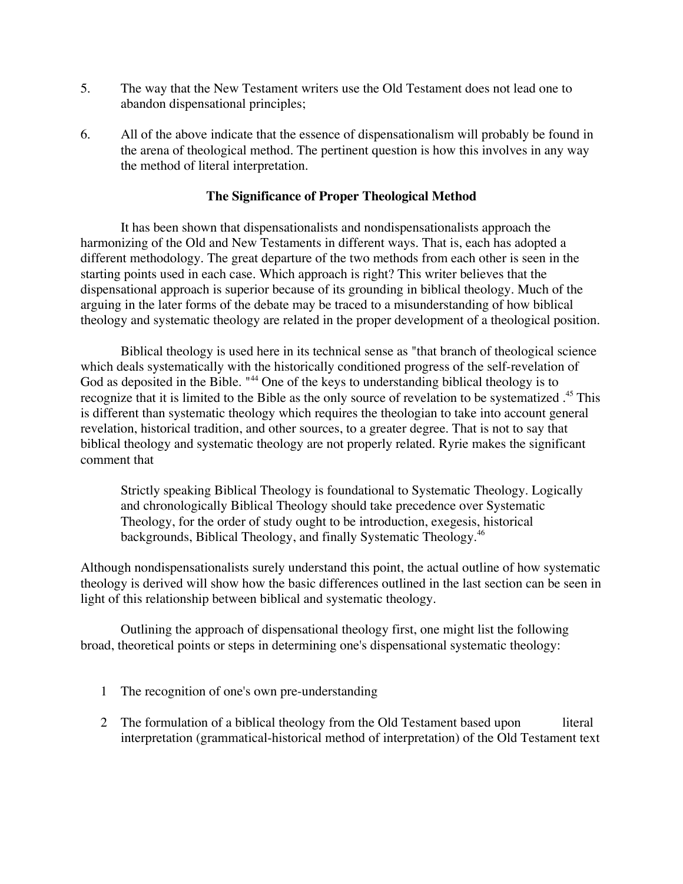5. The way that the New Testament writers use the Old Testament does not lead one to abandon dispensational principles;

6. All of the above indicate that the essence of dispensationalism will probably be found in the arena of theological method. The pertinent question is how this involves in any way the method of literal interpretation.

### The Significance of Proper Theological Method

It has been shown that dispensationalists and nondispensationalists approach the harmonizing of the Old and New Testaments in different ways. That is, each has adopted a different methodology. The great departure of the two methods from each other is seen in the starting points used in each case. Which approach is right? This writer believes that the dispensational approach is superior because of its grounding in biblical theology. Much of the arguing in the later forms of the debate may be traced to a misunderstanding of how biblical theology and systematic theology are related in the proper development of a theological position.

Biblical theology is used here in its technical sense as "that branch of theological science which deals systematically with the historically conditioned progress of the self-revelation of God as deposited in the Bible. "[44] One of the keys to understanding biblical theology is to recognize that it is limited to the Bible as the only source of revelation to be systematized .[45] This is different than systematic theology which requires the theologian to take into account general revelation, historical tradition, and other sources, to a greater degree. That is not to say that biblical theology and systematic theology are not properly related. Ryrie makes the significant comment that

> Strictly speaking Biblical Theology is foundational to Systematic Theology. Logically and chronologically Biblical Theology should take precedence over Systematic Theology, for the order of study ought to be introduction, exegesis, historical backgrounds, Biblical Theology, and finally Systematic Theology.[46]

Although nondispensationalists surely understand this point, the actual outline of how systematic theology is derived will show how the basic differences outlined in the last section can be seen in light of this relationship between biblical and systematic theology.

Outlining the approach of dispensational theology first, one might list the following broad, theoretical points or steps in determining one's dispensational systematic theology:

1 The recognition of one's own pre-understanding

2 The formulation of a biblical theology from the Old Testament based upon literal interpretation (grammatical-historical method of interpretation) of the Old Testament text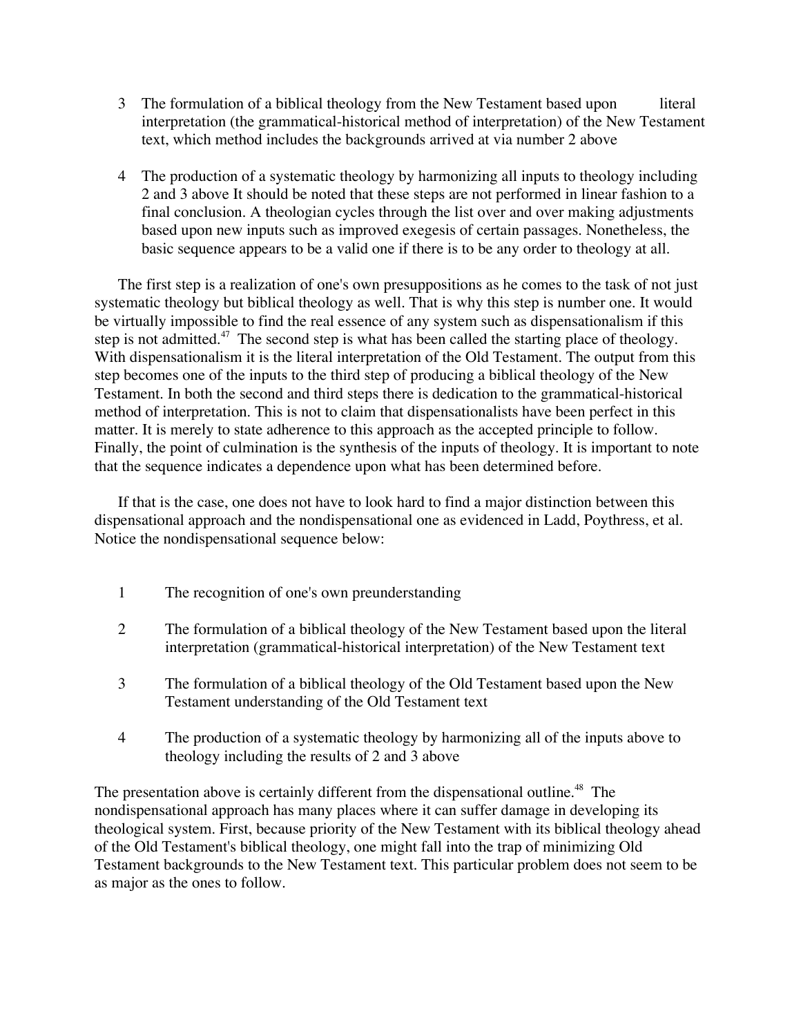3. The formulation of a biblical theology from the New Testament based upon literal interpretation (the grammatical-historical method of interpretation) of the New Testament text, which method includes the backgrounds arrived at via number 2 above

4. The production of a systematic theology by harmonizing all inputs to theology including 2 and 3 above It should be noted that these steps are not performed in linear fashion to a final conclusion. A theologian cycles through the list over and over making adjustments based upon new inputs such as improved exegesis of certain passages. Nonetheless, the basic sequence appears to be a valid one if there is to be any order to theology at all.

The first step is a realization of one's own presuppositions as he comes to the task of not just systematic theology but biblical theology as well. That is why this step is number one. It would be virtually impossible to find the real essence of any system such as dispensationalism if this step is not admitted.[47] The second step is what has been called the starting place of theology. With dispensationalism it is the literal interpretation of the Old Testament. The output from this step becomes one of the inputs to the third step of producing a biblical theology of the New Testament. In both the second and third steps there is dedication to the grammatical-historical method of interpretation. This is not to claim that dispensationalists have been perfect in this matter. It is merely to state adherence to this approach as the accepted principle to follow. Finally, the point of culmination is the synthesis of the inputs of theology. It is important to note that the sequence indicates a dependence upon what has been determined before.

If that is the case, one does not have to look hard to find a major distinction between this dispensational approach and the nondispensational one as evidenced in Ladd, Poythress, et al. Notice the nondispensational sequence below:

1. The recognition of one's own preunderstanding

2. The formulation of a biblical theology of the New Testament based upon the literal interpretation (grammatical-historical interpretation) of the New Testament text

3. The formulation of a biblical theology of the Old Testament based upon the New Testament understanding of the Old Testament text

4. The production of a systematic theology by harmonizing all of the inputs above to theology including the results of 2 and 3 above

The presentation above is certainly different from the dispensational outline.[48] The nondispensational approach has many places where it can suffer damage in developing its theological system. First, because priority of the New Testament with its biblical theology ahead of the Old Testament's biblical theology, one might fall into the trap of minimizing Old Testament backgrounds to the New Testament text. This particular problem does not seem to be as major as the ones to follow.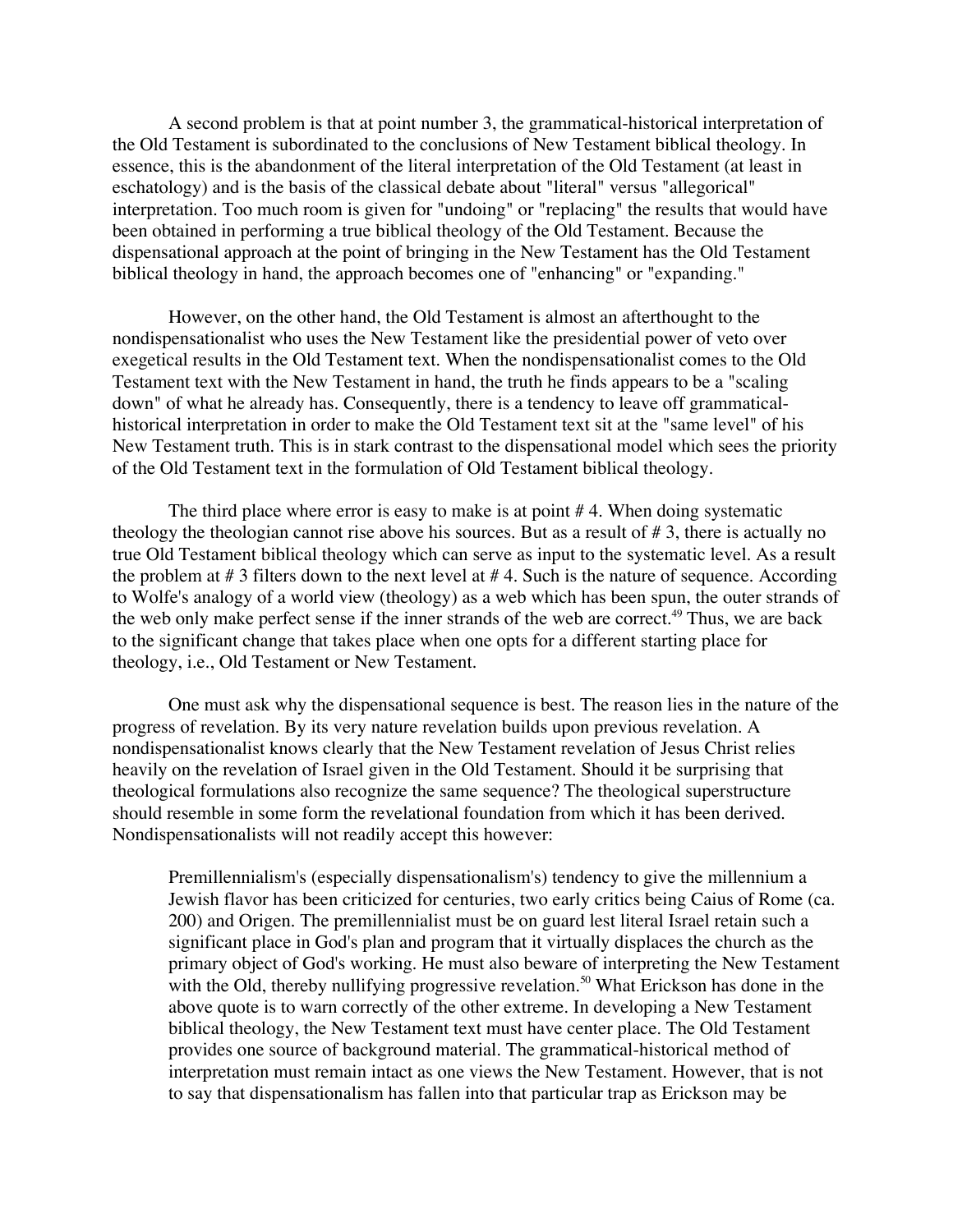A second problem is that at point number 3, the grammatical-historical interpretation of the Old Testament is subordinated to the conclusions of New Testament biblical theology. In essence, this is the abandonment of the literal interpretation of the Old Testament (at least in eschatology) and is the basis of the classical debate about "literal" versus "allegorical" interpretation. Too much room is given for "undoing" or "replacing" the results that would have been obtained in performing a true biblical theology of the Old Testament. Because the dispensational approach at the point of bringing in the New Testament has the Old Testament biblical theology in hand, the approach becomes one of "enhancing" or "expanding."

However, on the other hand, the Old Testament is almost an afterthought to the nondispensationalist who uses the New Testament like the presidential power of veto over exegetical results in the Old Testament text. When the nondispensationalist comes to the Old Testament text with the New Testament in hand, the truth he finds appears to be a "scaling down" of what he already has. Consequently, there is a tendency to leave off grammatical-historical interpretation in order to make the Old Testament text sit at the "same level" of his New Testament truth. This is in stark contrast to the dispensational model which sees the priority of the Old Testament text in the formulation of Old Testament biblical theology.

The third place where error is easy to make is at point # 4. When doing systematic theology the theologian cannot rise above his sources. But as a result of # 3, there is actually no true Old Testament biblical theology which can serve as input to the systematic level. As a result the problem at # 3 filters down to the next level at # 4. Such is the nature of sequence. According to Wolfe's analogy of a world view (theology) as a web which has been spun, the outer strands of the web only make perfect sense if the inner strands of the web are correct.[49] Thus, we are back to the significant change that takes place when one opts for a different starting place for theology, i.e., Old Testament or New Testament.

One must ask why the dispensational sequence is best. The reason lies in the nature of the progress of revelation. By its very nature revelation builds upon previous revelation. A nondispensationalist knows clearly that the New Testament revelation of Jesus Christ relies heavily on the revelation of Israel given in the Old Testament. Should it be surprising that theological formulations also recognize the same sequence? The theological superstructure should resemble in some form the revelational foundation from which it has been derived. Nondispensationalists will not readily accept this however:

> Premillennialism's (especially dispensationalism's) tendency to give the millennium a Jewish flavor has been criticized for centuries, two early critics being Caius of Rome (ca. 200) and Origen. The premillennialist must be on guard lest literal Israel retain such a significant place in God's plan and program that it virtually displaces the church as the primary object of God's working. He must also beware of interpreting the New Testament with the Old, thereby nullifying progressive revelation.[50] What Erickson has done in the above quote is to warn correctly of the other extreme. In developing a New Testament biblical theology, the New Testament text must have center place. The Old Testament provides one source of background material. The grammatical-historical method of interpretation must remain intact as one views the New Testament. However, that is not to say that dispensationalism has fallen into that particular trap as Erickson may be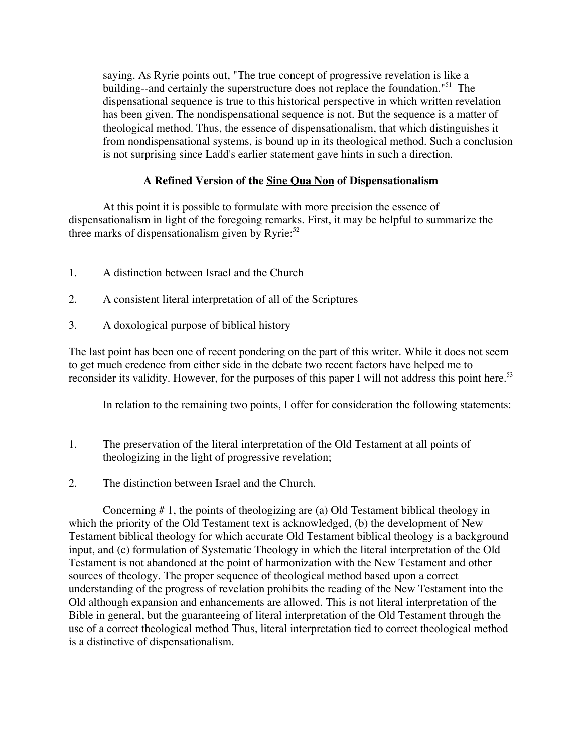saying. As Ryrie points out, "The true concept of progressive revelation is like a building--and certainly the superstructure does not replace the foundation."[51] The dispensational sequence is true to this historical perspective in which written revelation has been given. The nondispensational sequence is not. But the sequence is a matter of theological method. Thus, the essence of dispensationalism, that which distinguishes it from nondispensational systems, is bound up in its theological method. Such a conclusion is not surprising since Ladd's earlier statement gave hints in such a direction.

### A Refined Version of the Sine Qua Non of Dispensationalism

At this point it is possible to formulate with more precision the essence of dispensationalism in light of the foregoing remarks. First, it may be helpful to summarize the three marks of dispensationalism given by Ryrie:[52]

1. A distinction between Israel and the Church
2. A consistent literal interpretation of all of the Scriptures
3. A doxological purpose of biblical history

The last point has been one of recent pondering on the part of this writer. While it does not seem to get much credence from either side in the debate two recent factors have helped me to reconsider its validity. However, for the purposes of this paper I will not address this point here.[53]

In relation to the remaining two points, I offer for consideration the following statements:

1. The preservation of the literal interpretation of the Old Testament at all points of theologizing in the light of progressive revelation;
2. The distinction between Israel and the Church.

Concerning # 1, the points of theologizing are (a) Old Testament biblical theology in which the priority of the Old Testament text is acknowledged, (b) the development of New Testament biblical theology for which accurate Old Testament biblical theology is a background input, and (c) formulation of Systematic Theology in which the literal interpretation of the Old Testament is not abandoned at the point of harmonization with the New Testament and other sources of theology. The proper sequence of theological method based upon a correct understanding of the progress of revelation prohibits the reading of the New Testament into the Old although expansion and enhancements are allowed. This is not literal interpretation of the Bible in general, but the guaranteeing of literal interpretation of the Old Testament through the use of a correct theological method Thus, literal interpretation tied to correct theological method is a distinctive of dispensationalism.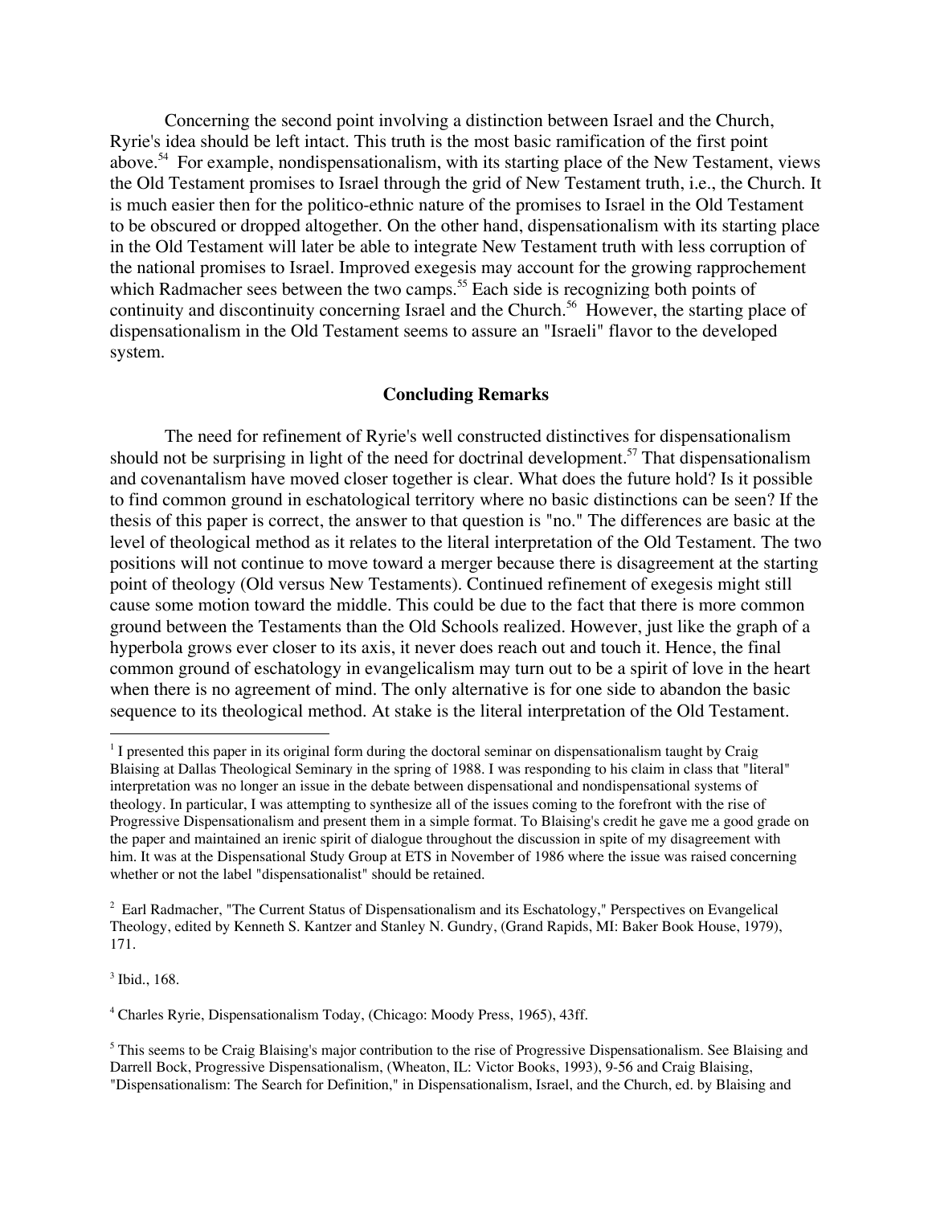Concerning the second point involving a distinction between Israel and the Church, Ryrie's idea should be left intact. This truth is the most basic ramification of the first point above.[54] For example, nondispensationalism, with its starting place of the New Testament, views the Old Testament promises to Israel through the grid of New Testament truth, i.e., the Church. It is much easier then for the politico-ethnic nature of the promises to Israel in the Old Testament to be obscured or dropped altogether. On the other hand, dispensationalism with its starting place in the Old Testament will later be able to integrate New Testament truth with less corruption of the national promises to Israel. Improved exegesis may account for the growing rapprochement which Radmacher sees between the two camps.[55] Each side is recognizing both points of continuity and discontinuity concerning Israel and the Church.[56] However, the starting place of dispensationalism in the Old Testament seems to assure an "Israeli" flavor to the developed system.

## Concluding Remarks

The need for refinement of Ryrie's well constructed distinctives for dispensationalism should not be surprising in light of the need for doctrinal development.[57] That dispensationalism and covenantalism have moved closer together is clear. What does the future hold? Is it possible to find common ground in eschatological territory where no basic distinctions can be seen? If the thesis of this paper is correct, the answer to that question is "no." The differences are basic at the level of theological method as it relates to the literal interpretation of the Old Testament. The two positions will not continue to move toward a merger because there is disagreement at the starting point of theology (Old versus New Testaments). Continued refinement of exegesis might still cause some motion toward the middle. This could be due to the fact that there is more common ground between the Testaments than the Old Schools realized. However, just like the graph of a hyperbola grows ever closer to its axis, it never does reach out and touch it. Hence, the final common ground of eschatology in evangelicalism may turn out to be a spirit of love in the heart when there is no agreement of mind. The only alternative is for one side to abandon the basic sequence to its theological method. At stake is the literal interpretation of the Old Testament.

---

[1] I presented this paper in its original form during the doctoral seminar on dispensationalism taught by Craig Blaising at Dallas Theological Seminary in the spring of 1988. I was responding to his claim in class that "literal" interpretation was no longer an issue in the debate between dispensational and nondispensational systems of theology. In particular, I was attempting to synthesize all of the issues coming to the forefront with the rise of Progressive Dispensationalism and present them in a simple format. To Blaising's credit he gave me a good grade on the paper and maintained an irenic spirit of dialogue throughout the discussion in spite of my disagreement with him. It was at the Dispensational Study Group at ETS in November of 1986 where the issue was raised concerning whether or not the label "dispensationalist" should be retained.

[2] Earl Radmacher, "The Current Status of Dispensationalism and its Eschatology," Perspectives on Evangelical Theology, edited by Kenneth S. Kantzer and Stanley N. Gundry, (Grand Rapids, MI: Baker Book House, 1979), 171.

[3] Ibid., 168.

[4] Charles Ryrie, Dispensationalism Today, (Chicago: Moody Press, 1965), 43ff.

[5] This seems to be Craig Blaising's major contribution to the rise of Progressive Dispensationalism. See Blaising and Darrell Bock, Progressive Dispensationalism, (Wheaton, IL: Victor Books, 1993), 9-56 and Craig Blaising, "Dispensationalism: The Search for Definition," in Dispensationalism, Israel, and the Church, ed. by Blaising and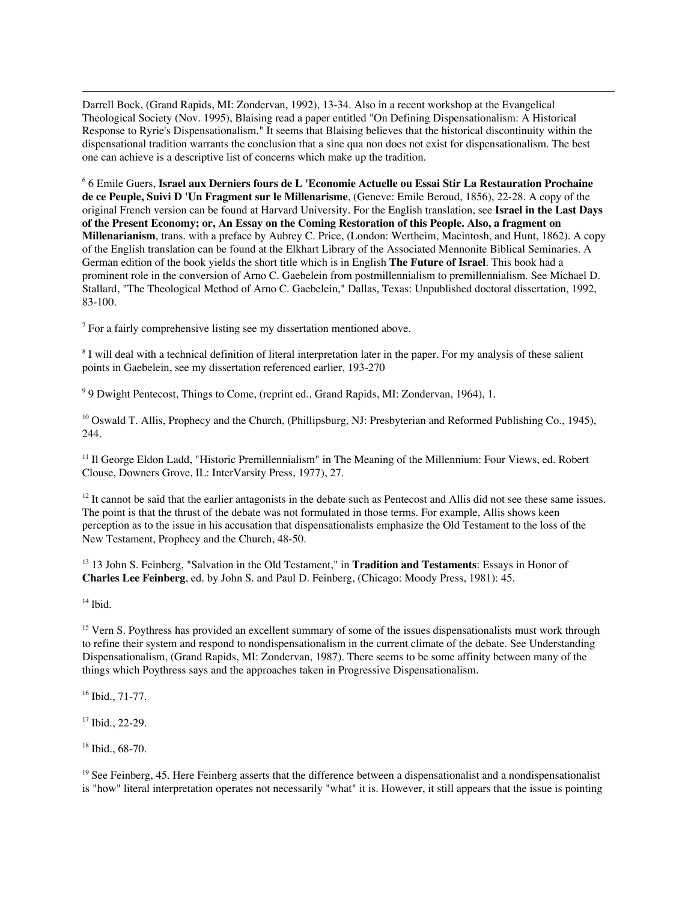Darrell Bock, (Grand Rapids, MI: Zondervan, 1992), 13-34. Also in a recent workshop at the Evangelical Theological Society (Nov. 1995), Blaising read a paper entitled "On Defining Dispensationalism: A Historical Response to Ryrie's Dispensationalism." It seems that Blaising believes that the historical discontinuity within the dispensational tradition warrants the conclusion that a sine qua non does not exist for dispensationalism. The best one can achieve is a descriptive list of concerns which make up the tradition.

[6] 6 Emile Guers, **Israel aux Derniers fours de L 'Economie Actuelle ou Essai Stir La Restauration Prochaine de ce Peuple, Suivi D 'Un Fragment sur le Millenarisme**, (Geneve: Emile Beroud, 1856), 22-28. A copy of the original French version can be found at Harvard University. For the English translation, see **Israel in the Last Days of the Present Economy; or, An Essay on the Coming Restoration of this People. Also, a fragment on Millenarianism**, trans. with a preface by Aubrey C. Price, (London: Wertheim, Macintosh, and Hunt, 1862). A copy of the English translation can be found at the Elkhart Library of the Associated Mennonite Biblical Seminaries. A German edition of the book yields the short title which is in English **The Future of Israel**. This book had a prominent role in the conversion of Arno C. Gaebelein from postmillennialism to premillennialism. See Michael D. Stallard, "The Theological Method of Arno C. Gaebelein," Dallas, Texas: Unpublished doctoral dissertation, 1992, 83-100.

[7] For a fairly comprehensive listing see my dissertation mentioned above.

[8] I will deal with a technical definition of literal interpretation later in the paper. For my analysis of these salient points in Gaebelein, see my dissertation referenced earlier, 193-270

[9] 9 Dwight Pentecost, Things to Come, (reprint ed., Grand Rapids, MI: Zondervan, 1964), 1.

[10] Oswald T. Allis, Prophecy and the Church, (Phillipsburg, NJ: Presbyterian and Reformed Publishing Co., 1945), 244.

[11] Il George Eldon Ladd, "Historic Premillennialism" in The Meaning of the Millennium: Four Views, ed. Robert Clouse, Downers Grove, IL: InterVarsity Press, 1977), 27.

[12] It cannot be said that the earlier antagonists in the debate such as Pentecost and Allis did not see these same issues. The point is that the thrust of the debate was not formulated in those terms. For example, Allis shows keen perception as to the issue in his accusation that dispensationalists emphasize the Old Testament to the loss of the New Testament, Prophecy and the Church, 48-50.

[13] 13 John S. Feinberg, "Salvation in the Old Testament," in **Tradition and Testaments**: Essays in Honor of **Charles Lee Feinberg**, ed. by John S. and Paul D. Feinberg, (Chicago: Moody Press, 1981): 45.

[14] Ibid.

[15] Vern S. Poythress has provided an excellent summary of some of the issues dispensationalists must work through to refine their system and respond to nondispensationalism in the current climate of the debate. See Understanding Dispensationalism, (Grand Rapids, MI: Zondervan, 1987). There seems to be some affinity between many of the things which Poythress says and the approaches taken in Progressive Dispensationalism.

[16] Ibid., 71-77.

[17] Ibid., 22-29.

[18] Ibid., 68-70.

[19] See Feinberg, 45. Here Feinberg asserts that the difference between a dispensationalist and a nondispensationalist is "how" literal interpretation operates not necessarily "what" it is. However, it still appears that the issue is pointing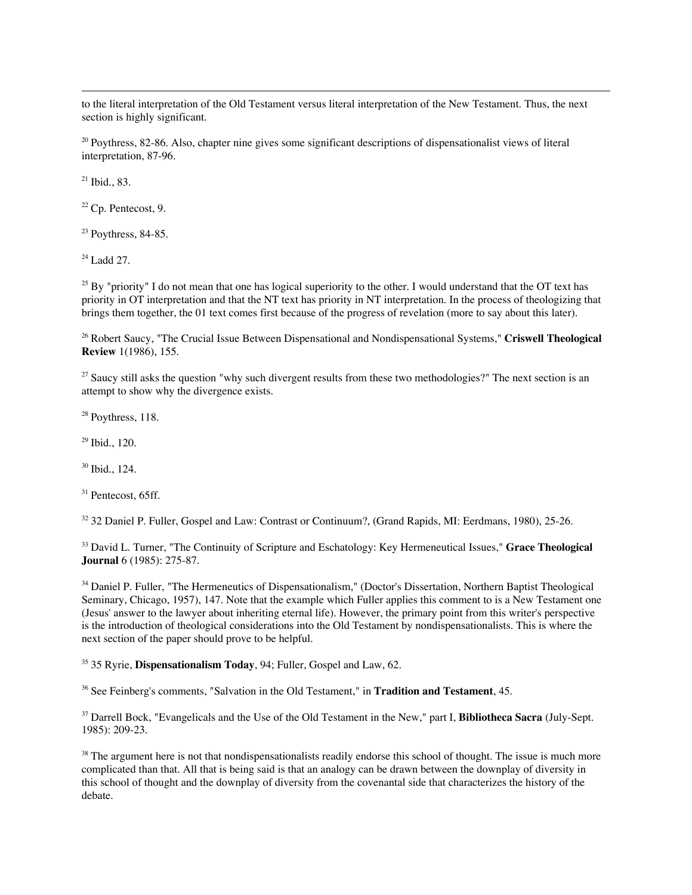to the literal interpretation of the Old Testament versus literal interpretation of the New Testament. Thus, the next section is highly significant.

[20] Poythress, 82-86. Also, chapter nine gives some significant descriptions of dispensationalist views of literal interpretation, 87-96.

[21] Ibid., 83.

[22] Cp. Pentecost, 9.

[23] Poythress, 84-85.

[24] Ladd 27.

[25] By "priority" I do not mean that one has logical superiority to the other. I would understand that the OT text has priority in OT interpretation and that the NT text has priority in NT interpretation. In the process of theologizing that brings them together, the 01 text comes first because of the progress of revelation (more to say about this later).

[26] Robert Saucy, "The Crucial Issue Between Dispensational and Nondispensational Systems," **Criswell Theological Review** 1(1986), 155.

[27] Saucy still asks the question "why such divergent results from these two methodologies?" The next section is an attempt to show why the divergence exists.

[28] Poythress, 118.

[29] Ibid., 120.

[30] Ibid., 124.

[31] Pentecost, 65ff.

[32] 32 Daniel P. Fuller, Gospel and Law: Contrast or Continuum?, (Grand Rapids, MI: Eerdmans, 1980), 25-26.

[33] David L. Turner, "The Continuity of Scripture and Eschatology: Key Hermeneutical Issues," **Grace Theological Journal** 6 (1985): 275-87.

[34] Daniel P. Fuller, "The Hermeneutics of Dispensationalism," (Doctor's Dissertation, Northern Baptist Theological Seminary, Chicago, 1957), 147. Note that the example which Fuller applies this comment to is a New Testament one (Jesus' answer to the lawyer about inheriting eternal life). However, the primary point from this writer's perspective is the introduction of theological considerations into the Old Testament by nondispensationalists. This is where the next section of the paper should prove to be helpful.

[35] 35 Ryrie, **Dispensationalism Today**, 94; Fuller, Gospel and Law, 62.

[36] See Feinberg's comments, "Salvation in the Old Testament," in **Tradition and Testament**, 45.

[37] Darrell Bock, "Evangelicals and the Use of the Old Testament in the New," part I, **Bibliotheca Sacra** (July-Sept. 1985): 209-23.

[38] The argument here is not that nondispensationalists readily endorse this school of thought. The issue is much more complicated than that. All that is being said is that an analogy can be drawn between the downplay of diversity in this school of thought and the downplay of diversity from the covenantal side that characterizes the history of the debate.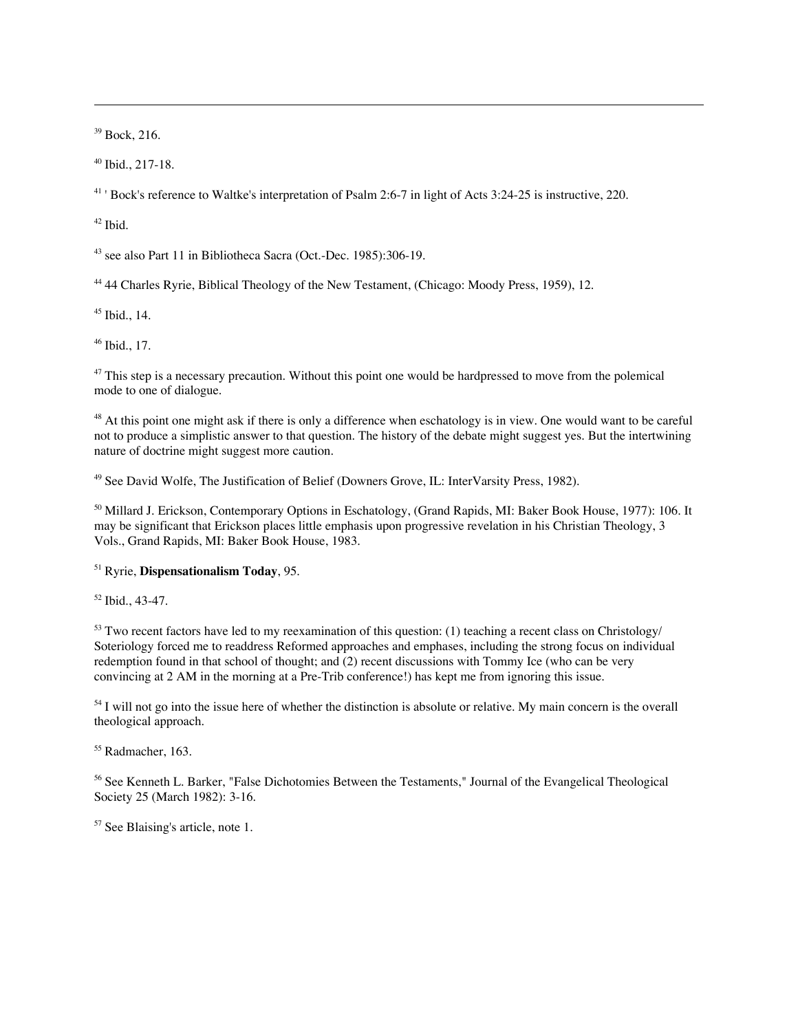[39] Bock, 216.

[40] Ibid., 217-18.

[41] ' Bock's reference to Waltke's interpretation of Psalm 2:6-7 in light of Acts 3:24-25 is instructive, 220.

[42] Ibid.

[43] see also Part 11 in Bibliotheca Sacra (Oct.-Dec. 1985):306-19.

[44] 44 Charles Ryrie, Biblical Theology of the New Testament, (Chicago: Moody Press, 1959), 12.

[45] Ibid., 14.

[46] Ibid., 17.

[47] This step is a necessary precaution. Without this point one would be hardpressed to move from the polemical mode to one of dialogue.

[48] At this point one might ask if there is only a difference when eschatology is in view. One would want to be careful not to produce a simplistic answer to that question. The history of the debate might suggest yes. But the intertwining nature of doctrine might suggest more caution.

[49] See David Wolfe, The Justification of Belief (Downers Grove, IL: InterVarsity Press, 1982).

[50] Millard J. Erickson, Contemporary Options in Eschatology, (Grand Rapids, MI: Baker Book House, 1977): 106. It may be significant that Erickson places little emphasis upon progressive revelation in his Christian Theology, 3 Vols., Grand Rapids, MI: Baker Book House, 1983.

[51] Ryrie, **Dispensationalism Today**, 95.

[52] Ibid., 43-47.

[53] Two recent factors have led to my reexamination of this question: (1) teaching a recent class on Christology/ Soteriology forced me to readdress Reformed approaches and emphases, including the strong focus on individual redemption found in that school of thought; and (2) recent discussions with Tommy Ice (who can be very convincing at 2 AM in the morning at a Pre-Trib conference!) has kept me from ignoring this issue.

[54] I will not go into the issue here of whether the distinction is absolute or relative. My main concern is the overall theological approach.

[55] Radmacher, 163.

[56] See Kenneth L. Barker, "False Dichotomies Between the Testaments," Journal of the Evangelical Theological Society 25 (March 1982): 3-16.

[57] See Blaising's article, note 1.